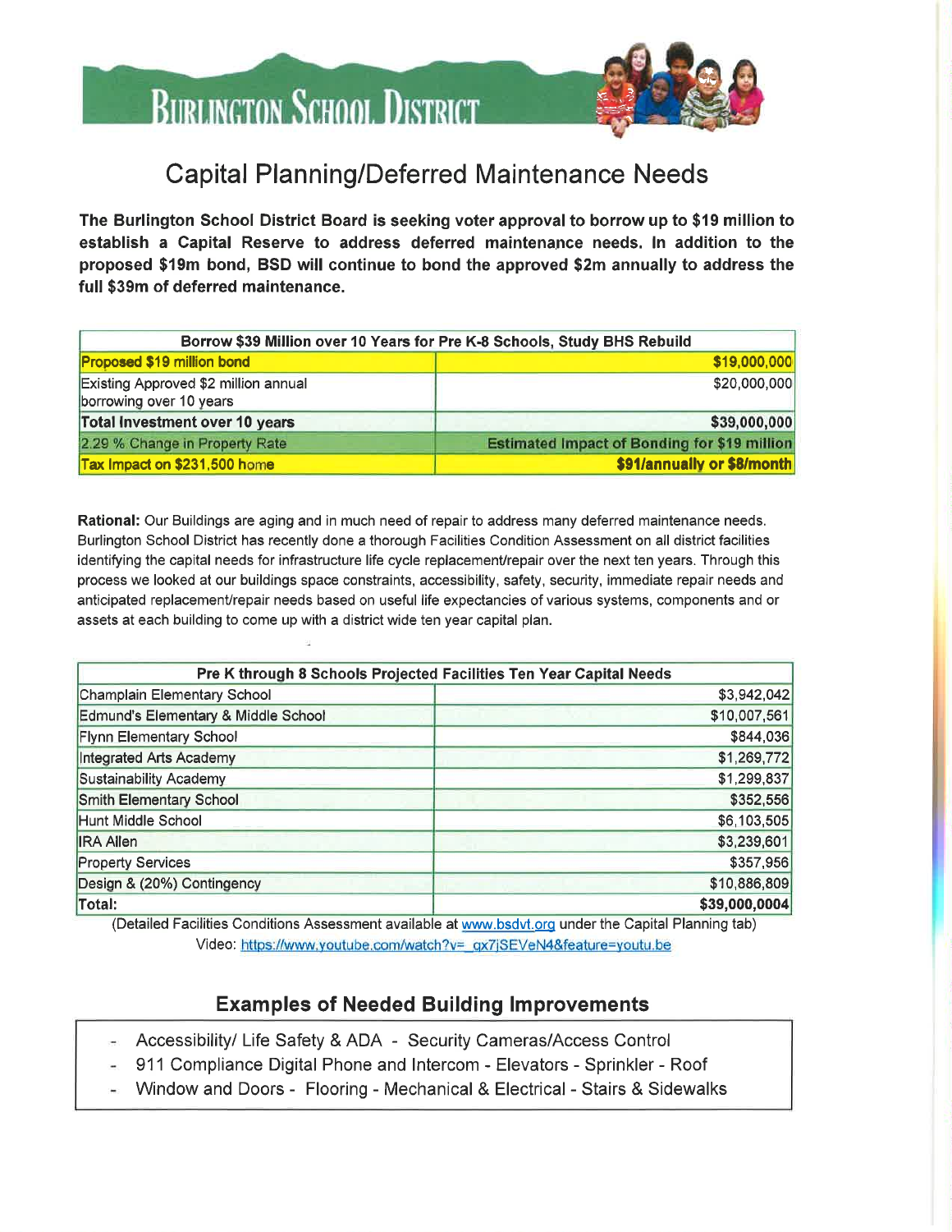# Burlington School District

## Capital Planning/Deferred Maintenance Needs

**The Burlington School District Board is seeking voter approval to borrow up to $19 million to establish a Capital Reserve to address deferred maintenance needs. In addition to the proposed $19m bond, BSD will continue to bond the approved $2m annually to address the full $39m of deferred maintenance.**

| Borrow $39 Million over 10 Years for Pre K-8 Schools, Study BHS Rebuild | |
|---|---|
| **Proposed $19 million bond** | **$19,000,000** |
| Existing Approved $2 million annual borrowing over 10 years | $20,000,000 |
| **Total Investment over 10 years** | **$39,000,000** |
| 2.29 % Change in Property Rate | **Estimated Impact of Bonding for $19 million** |
| **Tax Impact on $231,500 home** | **$91/annually or $8/month** |

**Rational:** Our Buildings are aging and in much need of repair to address many deferred maintenance needs. Burlington School District has recently done a thorough Facilities Condition Assessment on all district facilities identifying the capital needs for infrastructure life cycle replacement/repair over the next ten years. Through this process we looked at our buildings space constraints, accessibility, safety, security, immediate repair needs and anticipated replacement/repair needs based on useful life expectancies of various systems, components and or assets at each building to come up with a district wide ten year capital plan.

| Pre K through 8 Schools Projected Facilities Ten Year Capital Needs | |
|---|---|
| Champlain Elementary School | $3,942,042 |
| Edmund's Elementary & Middle School | $10,007,561 |
| Flynn Elementary School | $844,036 |
| Integrated Arts Academy | $1,269,772 |
| Sustainability Academy | $1,299,837 |
| Smith Elementary School | $352,556 |
| Hunt Middle School | $6,103,505 |
| IRA Allen | $3,239,601 |
| Property Services | $357,956 |
| Design & (20%) Contingency | $10,886,809 |
| **Total:** | **$39,000,0004** |

(Detailed Facilities Conditions Assessment available at www.bsdvt.org under the Capital Planning tab)
Video: https://www.youtube.com/watch?v=_qx7jSEVeN4&feature=youtu.be

### Examples of Needed Building Improvements

- Accessibility/ Life Safety & ADA - Security Cameras/Access Control
- 911 Compliance Digital Phone and Intercom - Elevators - Sprinkler - Roof
- Window and Doors - Flooring - Mechanical & Electrical - Stairs & Sidewalks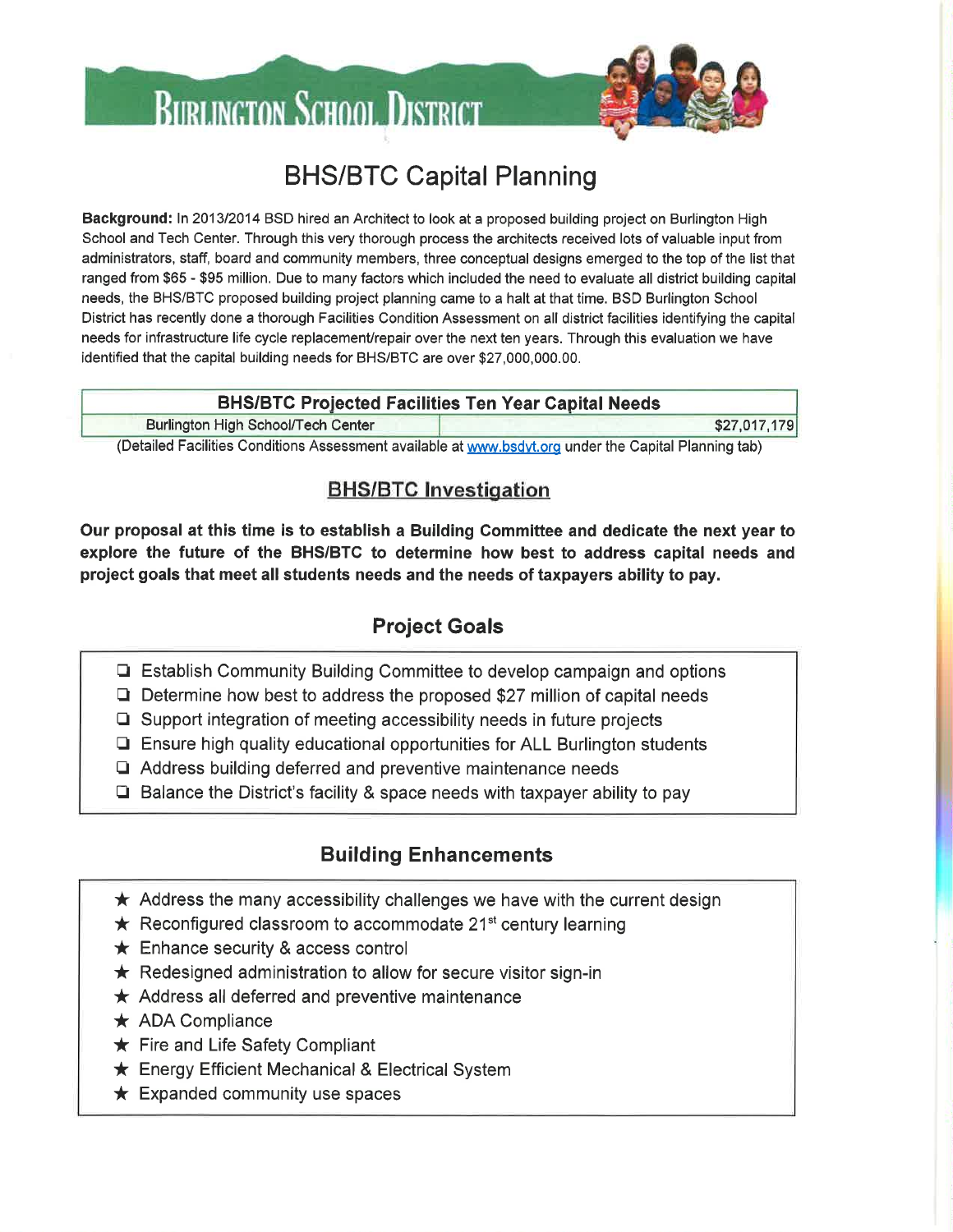# BURLINGTON SCHOOL DISTRICT

## BHS/BTC Capital Planning

**Background:** In 2013/2014 BSD hired an Architect to look at a proposed building project on Burlington High School and Tech Center. Through this very thorough process the architects received lots of valuable input from administrators, staff, board and community members, three conceptual designs emerged to the top of the list that ranged from $65 - $95 million. Due to many factors which included the need to evaluate all district building capital needs, the BHS/BTC proposed building project planning came to a halt at that time. BSD Burlington School District has recently done a thorough Facilities Condition Assessment on all district facilities identifying the capital needs for infrastructure life cycle replacement/repair over the next ten years. Through this evaluation we have identified that the capital building needs for BHS/BTC are over $27,000,000.00.

| BHS/BTC Projected Facilities Ten Year Capital Needs | |
|---|---|
| Burlington High School/Tech Center | $27,017,179 |

(Detailed Facilities Conditions Assessment available at www.bsdvt.org under the Capital Planning tab)

### BHS/BTC Investigation

**Our proposal at this time is to establish a Building Committee and dedicate the next year to explore the future of the BHS/BTC to determine how best to address capital needs and project goals that meet all students needs and the needs of taxpayers ability to pay.**

### Project Goals

- ❑ Establish Community Building Committee to develop campaign and options
- ❑ Determine how best to address the proposed $27 million of capital needs
- ❑ Support integration of meeting accessibility needs in future projects
- ❑ Ensure high quality educational opportunities for ALL Burlington students
- ❑ Address building deferred and preventive maintenance needs
- ❑ Balance the District's facility & space needs with taxpayer ability to pay

### Building Enhancements

- ★ Address the many accessibility challenges we have with the current design
- ★ Reconfigured classroom to accommodate 21st century learning
- ★ Enhance security & access control
- ★ Redesigned administration to allow for secure visitor sign-in
- ★ Address all deferred and preventive maintenance
- ★ ADA Compliance
- ★ Fire and Life Safety Compliant
- ★ Energy Efficient Mechanical & Electrical System
- ★ Expanded community use spaces